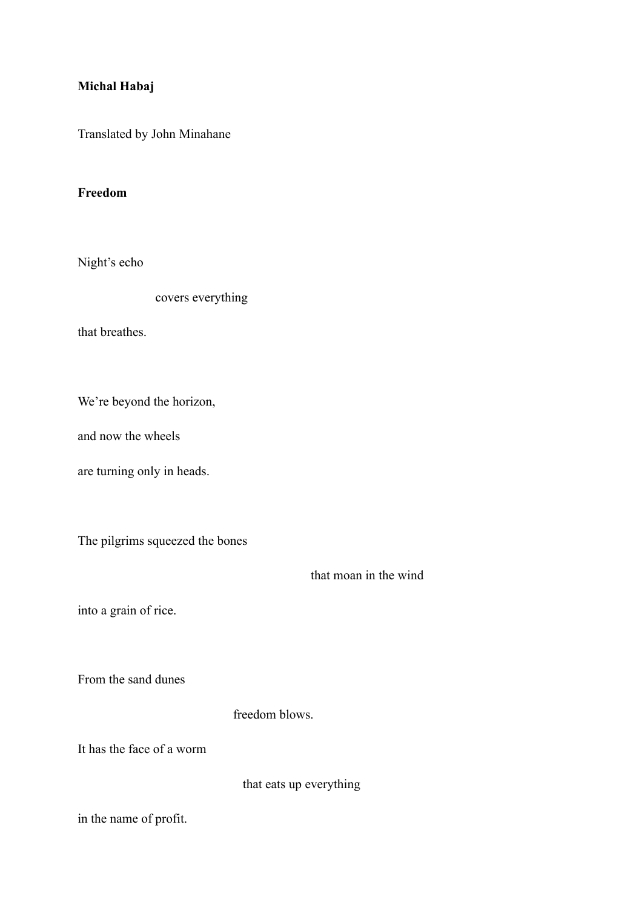**Michal Habaj**

Translated by John Minahane

**Freedom**

Night's echo

covers everything

that breathes.

We're beyond the horizon,

and now the wheels

are turning only in heads.

The pilgrims squeezed the bones

that moan in the wind

into a grain of rice.

From the sand dunes

freedom blows.

It has the face of a worm

that eats up everything

in the name of profit.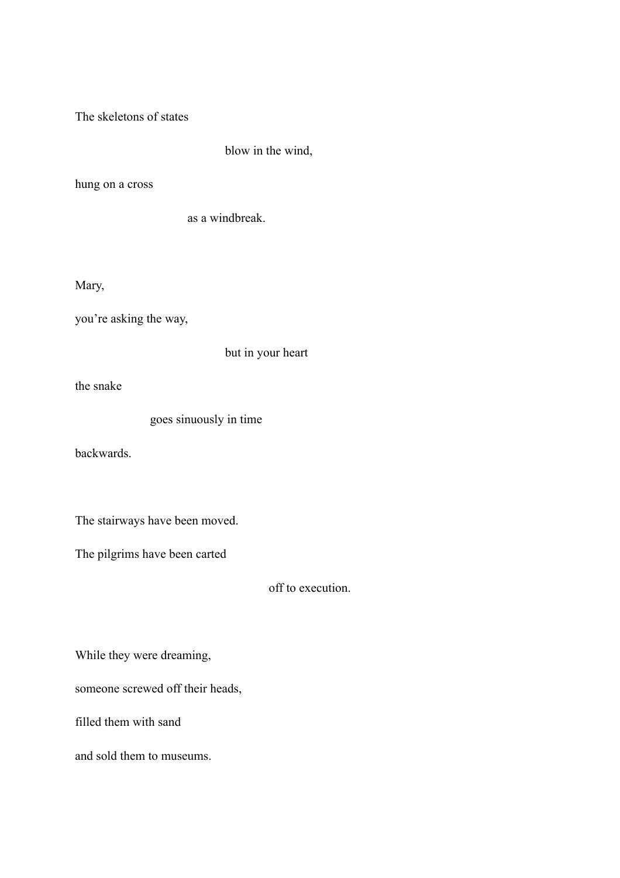The skeletons of states

blow in the wind,

hung on a cross

as a windbreak.

Mary,

you're asking the way,

but in your heart

the snake

goes sinuously in time

backwards.

The stairways have been moved.

The pilgrims have been carted

off to execution.

While they were dreaming,

someone screwed off their heads,

filled them with sand

and sold them to museums.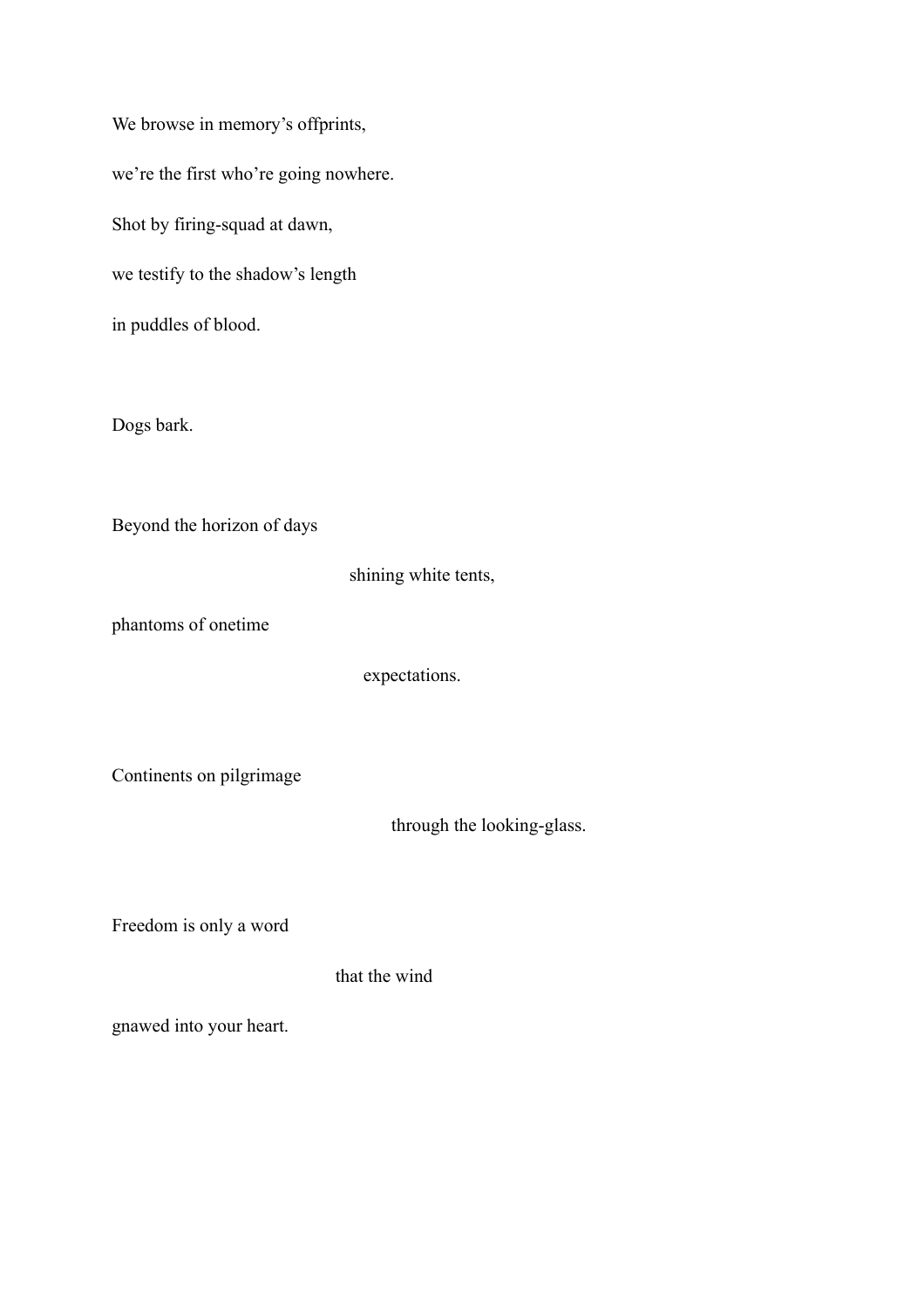We browse in memory's offprints,

we're the first who're going nowhere.

Shot by firing-squad at dawn,

we testify to the shadow's length

in puddles of blood.

Dogs bark.

Beyond the horizon of days

shining white tents,

phantoms of onetime

expectations.

Continents on pilgrimage

through the looking-glass.

Freedom is only a word

that the wind

gnawed into your heart.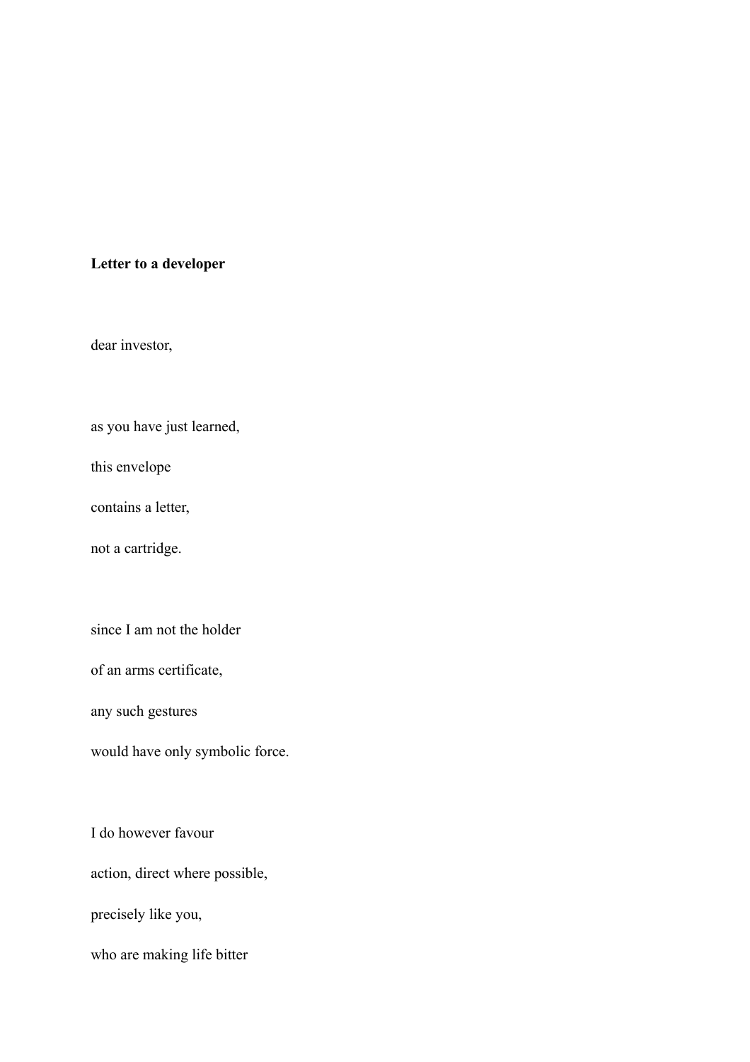**Letter to a developer**

dear investor,

as you have just learned,

this envelope

contains a letter,

not a cartridge.

since I am not the holder

of an arms certificate,

any such gestures

would have only symbolic force.

I do however favour

action, direct where possible,

precisely like you,

who are making life bitter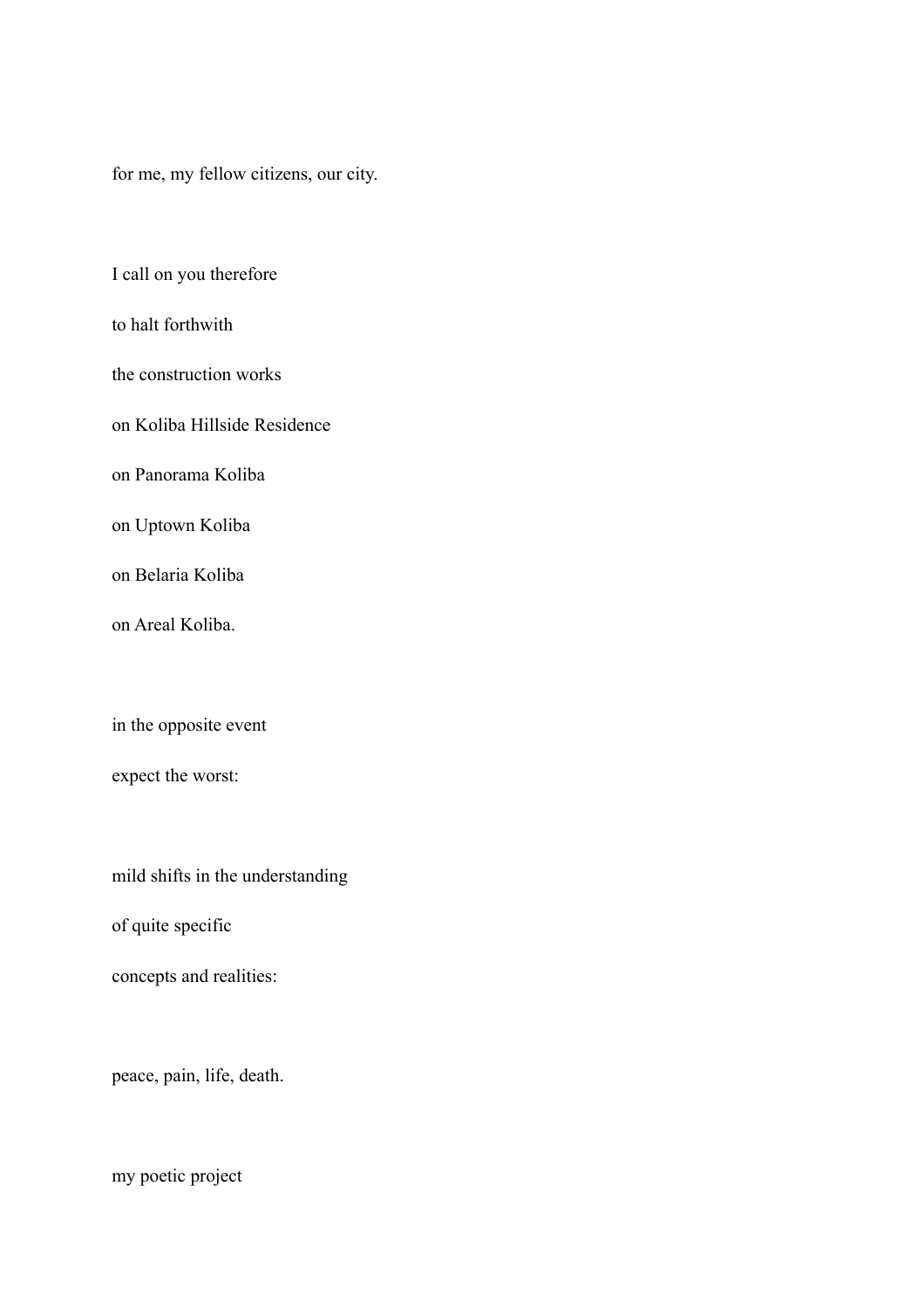for me, my fellow citizens, our city.

I call on you therefore

to halt forthwith

the construction works

on Koliba Hillside Residence

on Panorama Koliba

on Uptown Koliba

on Belaria Koliba

on Areal Koliba.

in the opposite event

expect the worst:

mild shifts in the understanding

of quite specific

concepts and realities:

peace, pain, life, death.

my poetic project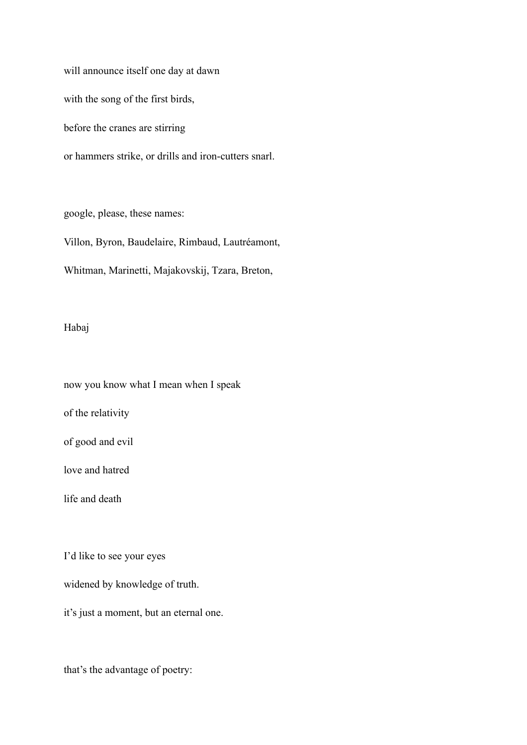will announce itself one day at dawn

with the song of the first birds,

before the cranes are stirring

or hammers strike, or drills and iron-cutters snarl.

google, please, these names:

Villon, Byron, Baudelaire, Rimbaud, Lautréamont,

Whitman, Marinetti, Majakovskij, Tzara, Breton,

Habaj

now you know what I mean when I speak

of the relativity

of good and evil

love and hatred

life and death

I'd like to see your eyes

widened by knowledge of truth.

it's just a moment, but an eternal one.

that's the advantage of poetry: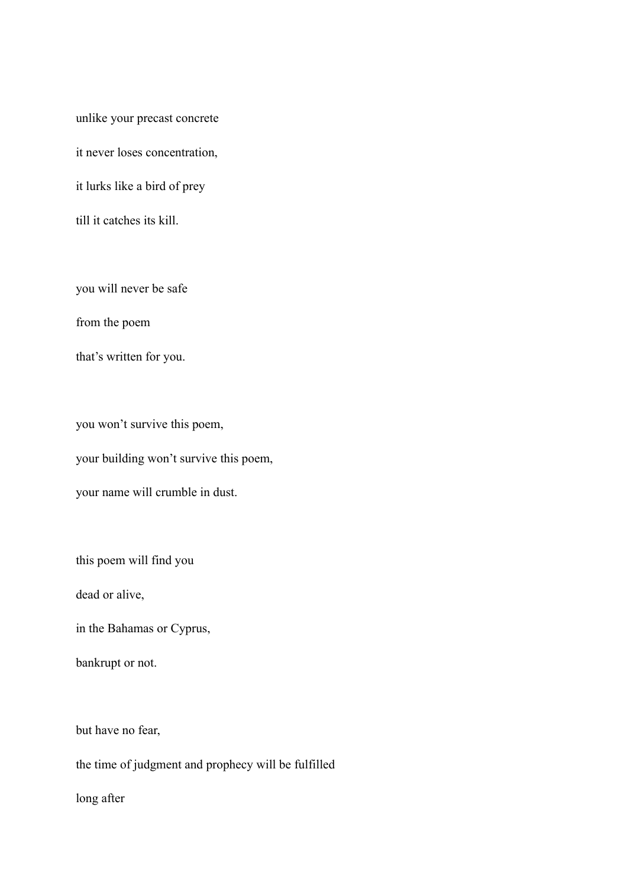unlike your precast concrete

it never loses concentration,

it lurks like a bird of prey

till it catches its kill.

you will never be safe

from the poem

that's written for you.

you won't survive this poem,

your building won't survive this poem,

your name will crumble in dust.

this poem will find you

dead or alive,

in the Bahamas or Cyprus,

bankrupt or not.

but have no fear,

the time of judgment and prophecy will be fulfilled

long after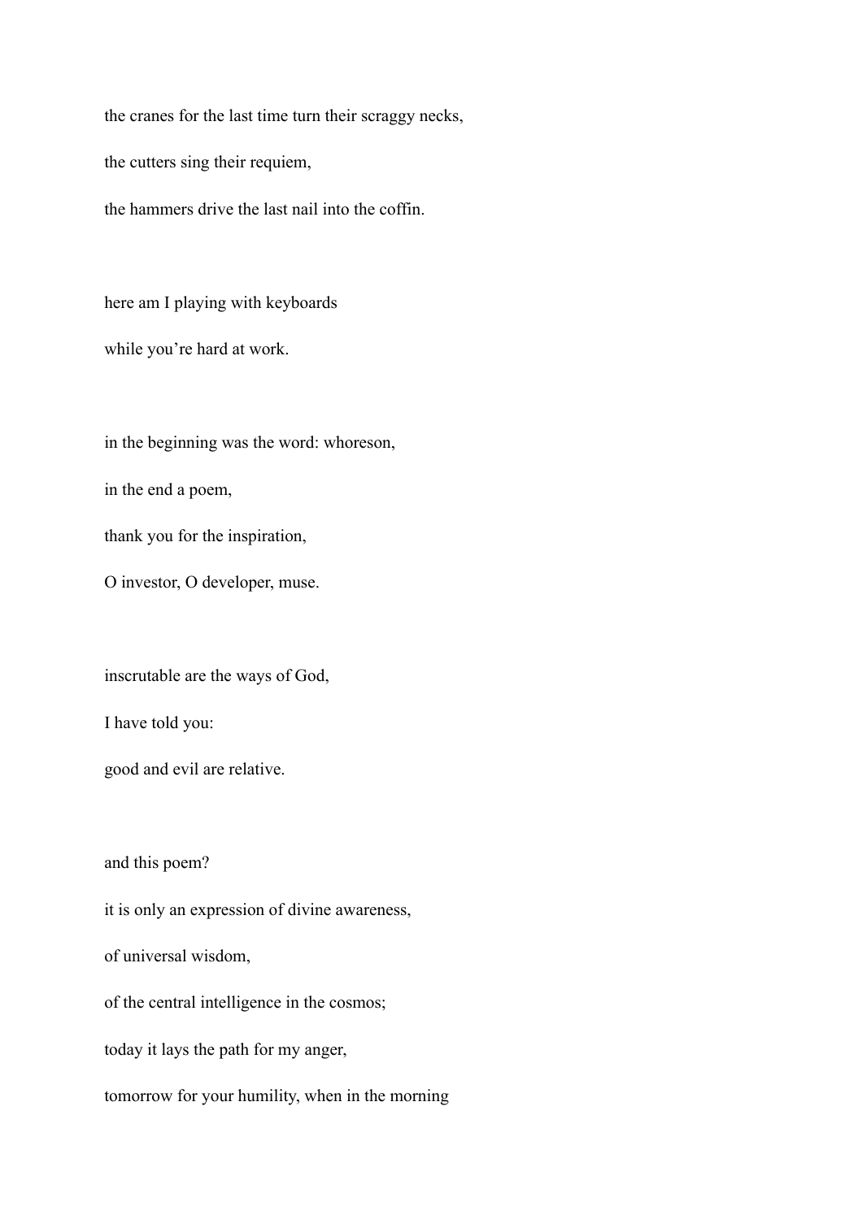the cranes for the last time turn their scraggy necks,

the cutters sing their requiem,

the hammers drive the last nail into the coffin.

here am I playing with keyboards

while you're hard at work.

in the beginning was the word: whoreson,

in the end a poem,

thank you for the inspiration,

O investor, O developer, muse.

inscrutable are the ways of God,

I have told you:

good and evil are relative.

and this poem?

it is only an expression of divine awareness,

of universal wisdom,

of the central intelligence in the cosmos;

today it lays the path for my anger,

tomorrow for your humility, when in the morning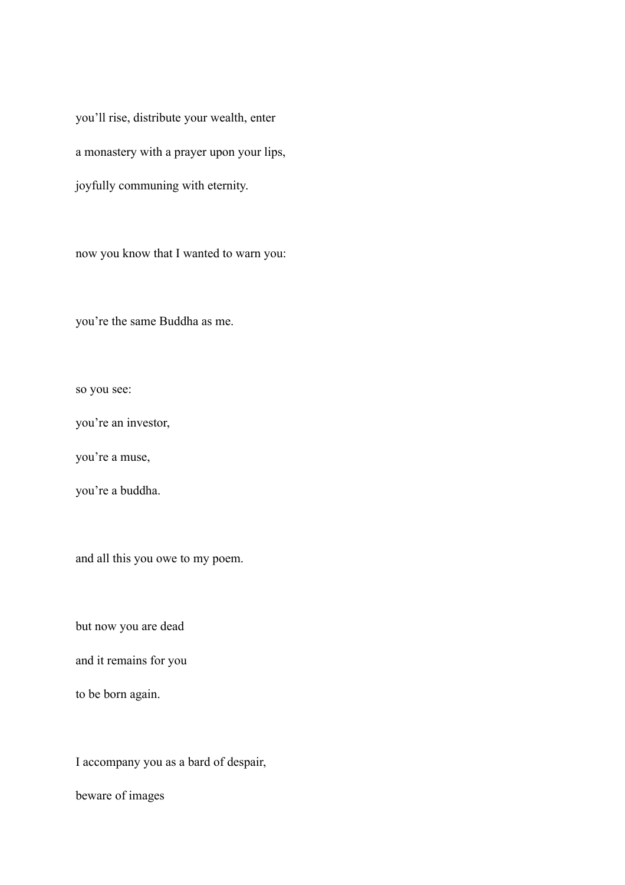you'll rise, distribute your wealth, enter

a monastery with a prayer upon your lips,

joyfully communing with eternity.

now you know that I wanted to warn you:

you're the same Buddha as me.

so you see:

you're an investor,

you're a muse,

you're a buddha.

and all this you owe to my poem.

but now you are dead

and it remains for you

to be born again.

I accompany you as a bard of despair,

beware of images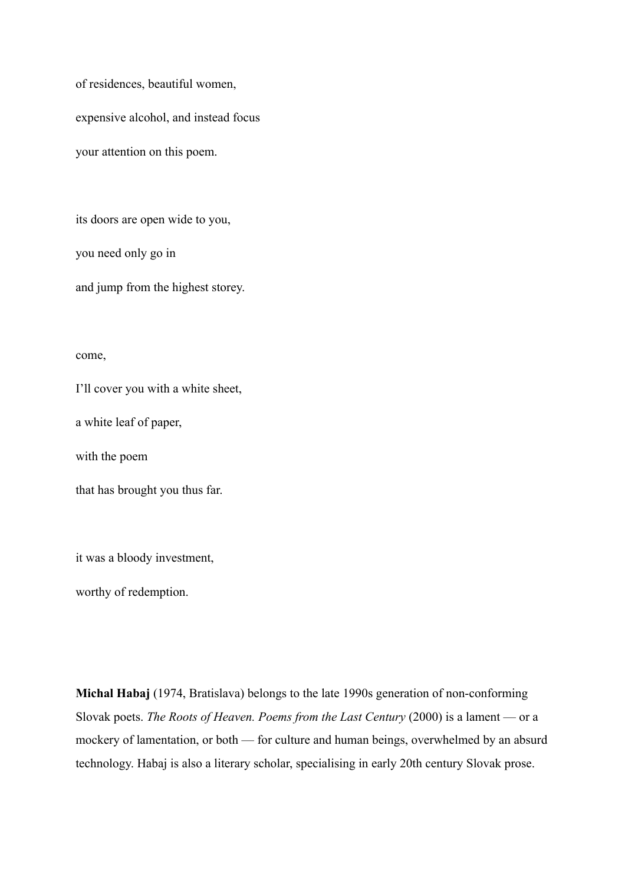of residences, beautiful women,

expensive alcohol, and instead focus

your attention on this poem.

its doors are open wide to you,

you need only go in

and jump from the highest storey.

come,

I'll cover you with a white sheet,

a white leaf of paper,

with the poem

that has brought you thus far.

it was a bloody investment,

worthy of redemption.

**Michal Habaj** (1974, Bratislava) belongs to the late 1990s generation of non-conforming Slovak poets. *The Roots of Heaven. Poems from the Last Century* (2000) is a lament — or a mockery of lamentation, or both — for culture and human beings, overwhelmed by an absurd technology. Habaj is also a literary scholar, specialising in early 20th century Slovak prose.